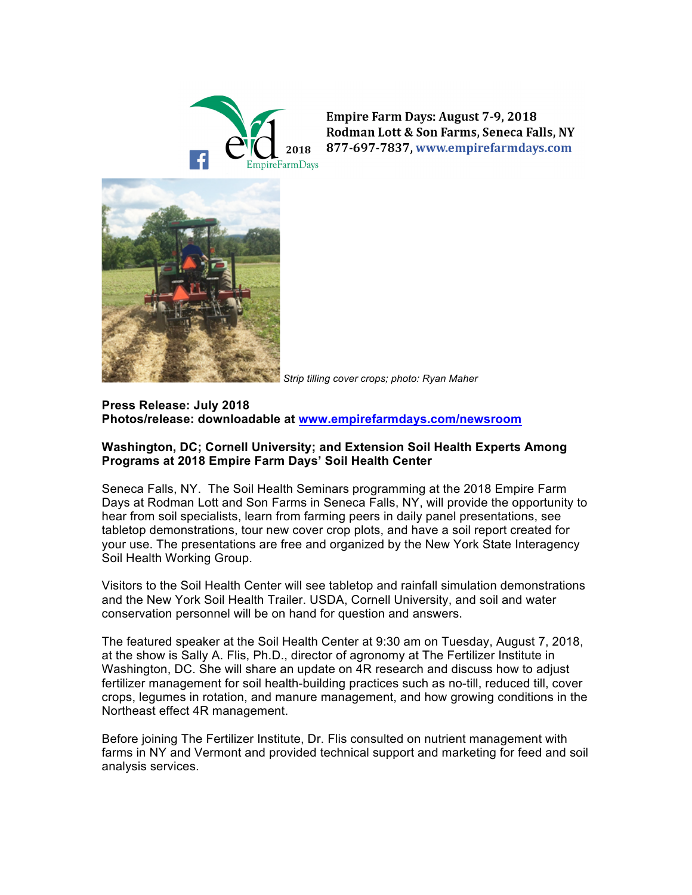**Empire Farm Days: August 7-9, 2018**
**Rodman Lott & Son Farms, Seneca Falls, NY**
**877-697-7837, www.empirefarmdays.com**

*Strip tilling cover crops; photo: Ryan Maher*

**Press Release: July 2018**
**Photos/release: downloadable at www.empirefarmdays.com/newsroom**

**Washington, DC; Cornell University; and Extension Soil Health Experts Among Programs at 2018 Empire Farm Days' Soil Health Center**

Seneca Falls, NY. The Soil Health Seminars programming at the 2018 Empire Farm Days at Rodman Lott and Son Farms in Seneca Falls, NY, will provide the opportunity to hear from soil specialists, learn from farming peers in daily panel presentations, see tabletop demonstrations, tour new cover crop plots, and have a soil report created for your use. The presentations are free and organized by the New York State Interagency Soil Health Working Group.

Visitors to the Soil Health Center will see tabletop and rainfall simulation demonstrations and the New York Soil Health Trailer. USDA, Cornell University, and soil and water conservation personnel will be on hand for question and answers.

The featured speaker at the Soil Health Center at 9:30 am on Tuesday, August 7, 2018, at the show is Sally A. Flis, Ph.D., director of agronomy at The Fertilizer Institute in Washington, DC. She will share an update on 4R research and discuss how to adjust fertilizer management for soil health-building practices such as no-till, reduced till, cover crops, legumes in rotation, and manure management, and how growing conditions in the Northeast effect 4R management.

Before joining The Fertilizer Institute, Dr. Flis consulted on nutrient management with farms in NY and Vermont and provided technical support and marketing for feed and soil analysis services.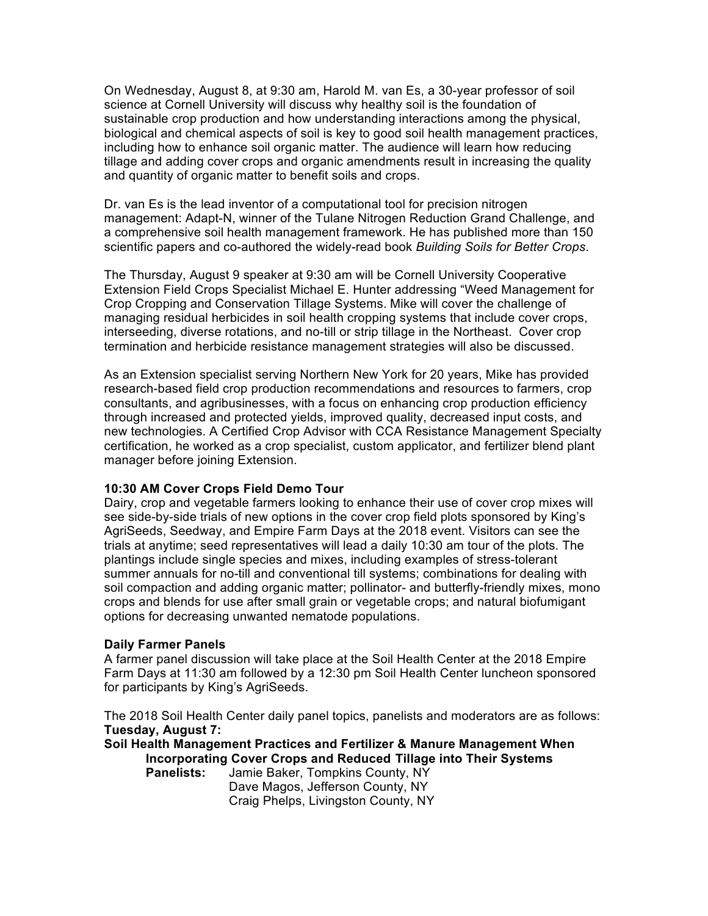On Wednesday, August 8, at 9:30 am, Harold M. van Es, a 30-year professor of soil science at Cornell University will discuss why healthy soil is the foundation of sustainable crop production and how understanding interactions among the physical, biological and chemical aspects of soil is key to good soil health management practices, including how to enhance soil organic matter. The audience will learn how reducing tillage and adding cover crops and organic amendments result in increasing the quality and quantity of organic matter to benefit soils and crops.

Dr. van Es is the lead inventor of a computational tool for precision nitrogen management: Adapt-N, winner of the Tulane Nitrogen Reduction Grand Challenge, and a comprehensive soil health management framework. He has published more than 150 scientific papers and co-authored the widely-read book *Building Soils for Better Crops*.

The Thursday, August 9 speaker at 9:30 am will be Cornell University Cooperative Extension Field Crops Specialist Michael E. Hunter addressing "Weed Management for Crop Cropping and Conservation Tillage Systems. Mike will cover the challenge of managing residual herbicides in soil health cropping systems that include cover crops, interseeding, diverse rotations, and no-till or strip tillage in the Northeast. Cover crop termination and herbicide resistance management strategies will also be discussed.

As an Extension specialist serving Northern New York for 20 years, Mike has provided research-based field crop production recommendations and resources to farmers, crop consultants, and agribusinesses, with a focus on enhancing crop production efficiency through increased and protected yields, improved quality, decreased input costs, and new technologies. A Certified Crop Advisor with CCA Resistance Management Specialty certification, he worked as a crop specialist, custom applicator, and fertilizer blend plant manager before joining Extension.

**10:30 AM Cover Crops Field Demo Tour**
Dairy, crop and vegetable farmers looking to enhance their use of cover crop mixes will see side-by-side trials of new options in the cover crop field plots sponsored by King's AgriSeeds, Seedway, and Empire Farm Days at the 2018 event. Visitors can see the trials at anytime; seed representatives will lead a daily 10:30 am tour of the plots. The plantings include single species and mixes, including examples of stress-tolerant summer annuals for no-till and conventional till systems; combinations for dealing with soil compaction and adding organic matter; pollinator- and butterfly-friendly mixes, mono crops and blends for use after small grain or vegetable crops; and natural biofumigant options for decreasing unwanted nematode populations.

**Daily Farmer Panels**
A farmer panel discussion will take place at the Soil Health Center at the 2018 Empire Farm Days at 11:30 am followed by a 12:30 pm Soil Health Center luncheon sponsored for participants by King's AgriSeeds.

The 2018 Soil Health Center daily panel topics, panelists and moderators are as follows:

**Tuesday, August 7:**

**Soil Health Management Practices and Fertilizer & Manure Management When Incorporating Cover Crops and Reduced Tillage into Their Systems**

**Panelists:** Jamie Baker, Tompkins County, NY
Dave Magos, Jefferson County, NY
Craig Phelps, Livingston County, NY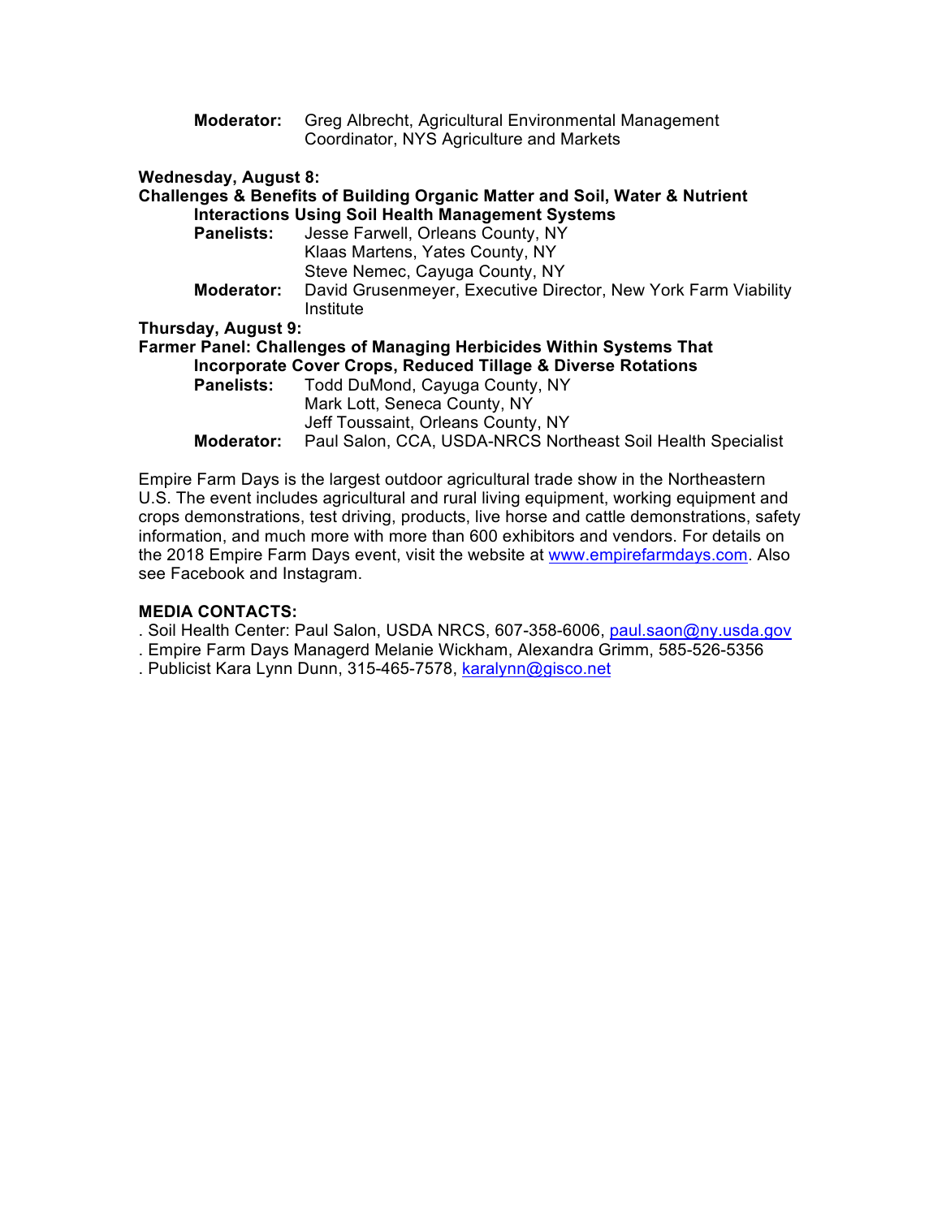**Moderator:** Greg Albrecht, Agricultural Environmental Management Coordinator, NYS Agriculture and Markets

**Wednesday, August 8:**
**Challenges & Benefits of Building Organic Matter and Soil, Water & Nutrient Interactions Using Soil Health Management Systems**

**Panelists:** Jesse Farwell, Orleans County, NY
Klaas Martens, Yates County, NY
Steve Nemec, Cayuga County, NY

**Moderator:** David Grusenmeyer, Executive Director, New York Farm Viability Institute

**Thursday, August 9:**
**Farmer Panel: Challenges of Managing Herbicides Within Systems That Incorporate Cover Crops, Reduced Tillage & Diverse Rotations**

**Panelists:** Todd DuMond, Cayuga County, NY
Mark Lott, Seneca County, NY
Jeff Toussaint, Orleans County, NY

**Moderator:** Paul Salon, CCA, USDA-NRCS Northeast Soil Health Specialist

Empire Farm Days is the largest outdoor agricultural trade show in the Northeastern U.S. The event includes agricultural and rural living equipment, working equipment and crops demonstrations, test driving, products, live horse and cattle demonstrations, safety information, and much more with more than 600 exhibitors and vendors. For details on the 2018 Empire Farm Days event, visit the website at www.empirefarmdays.com. Also see Facebook and Instagram.

**MEDIA CONTACTS:**

. Soil Health Center: Paul Salon, USDA NRCS, 607-358-6006, paul.saon@ny.usda.gov
. Empire Farm Days Managerd Melanie Wickham, Alexandra Grimm, 585-526-5356
. Publicist Kara Lynn Dunn, 315-465-7578, karalynn@gisco.net